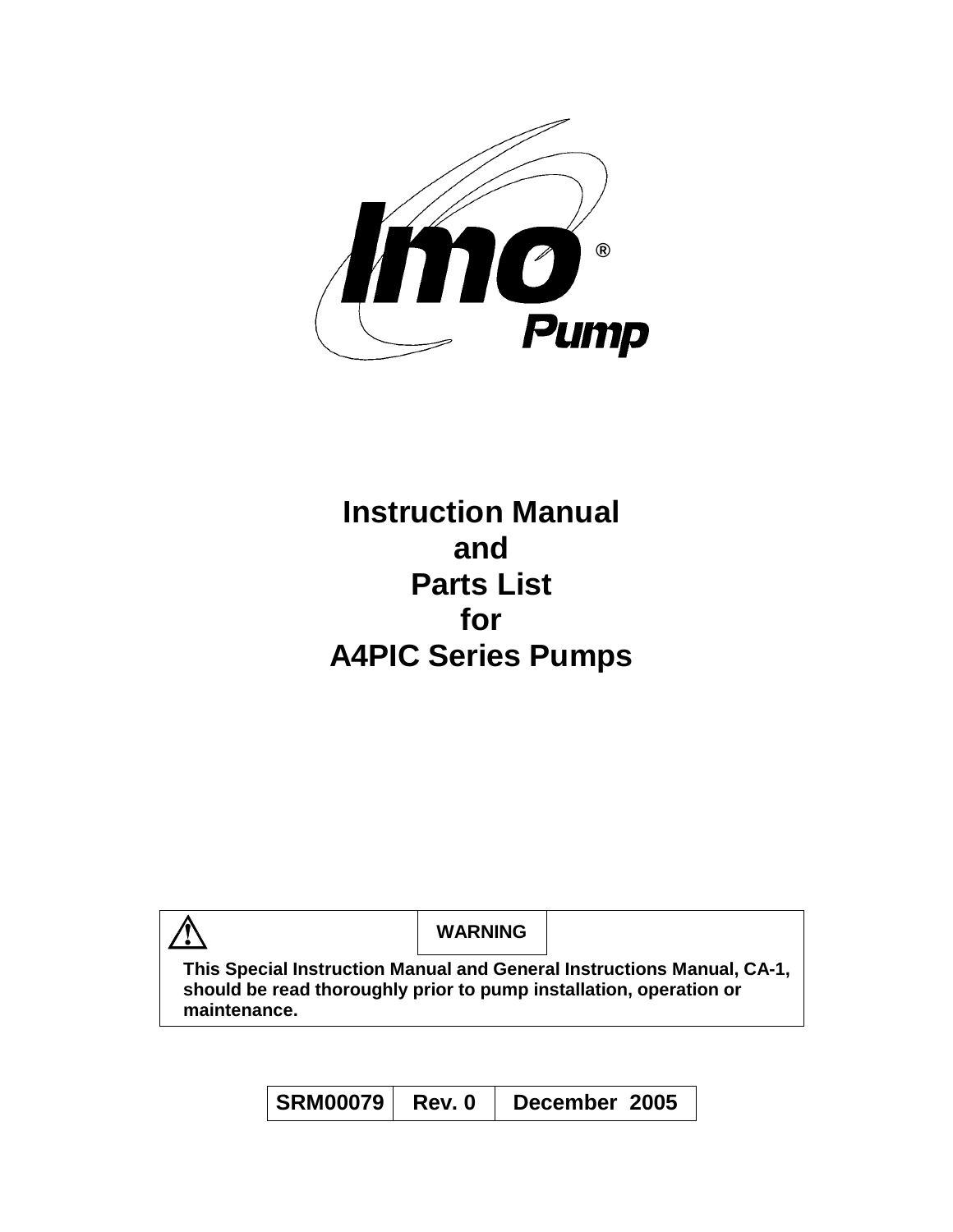# Instruction Manual
# and
# Parts List
# for
# A4PIC Series Pumps

| ⚠ | **WARNING** | |
|---|---|---|

**This Special Instruction Manual and General Instructions Manual, CA-1, should be read thoroughly prior to pump installation, operation or maintenance.**

| SRM00079 | Rev. 0 | December 2005 |
|---|---|---|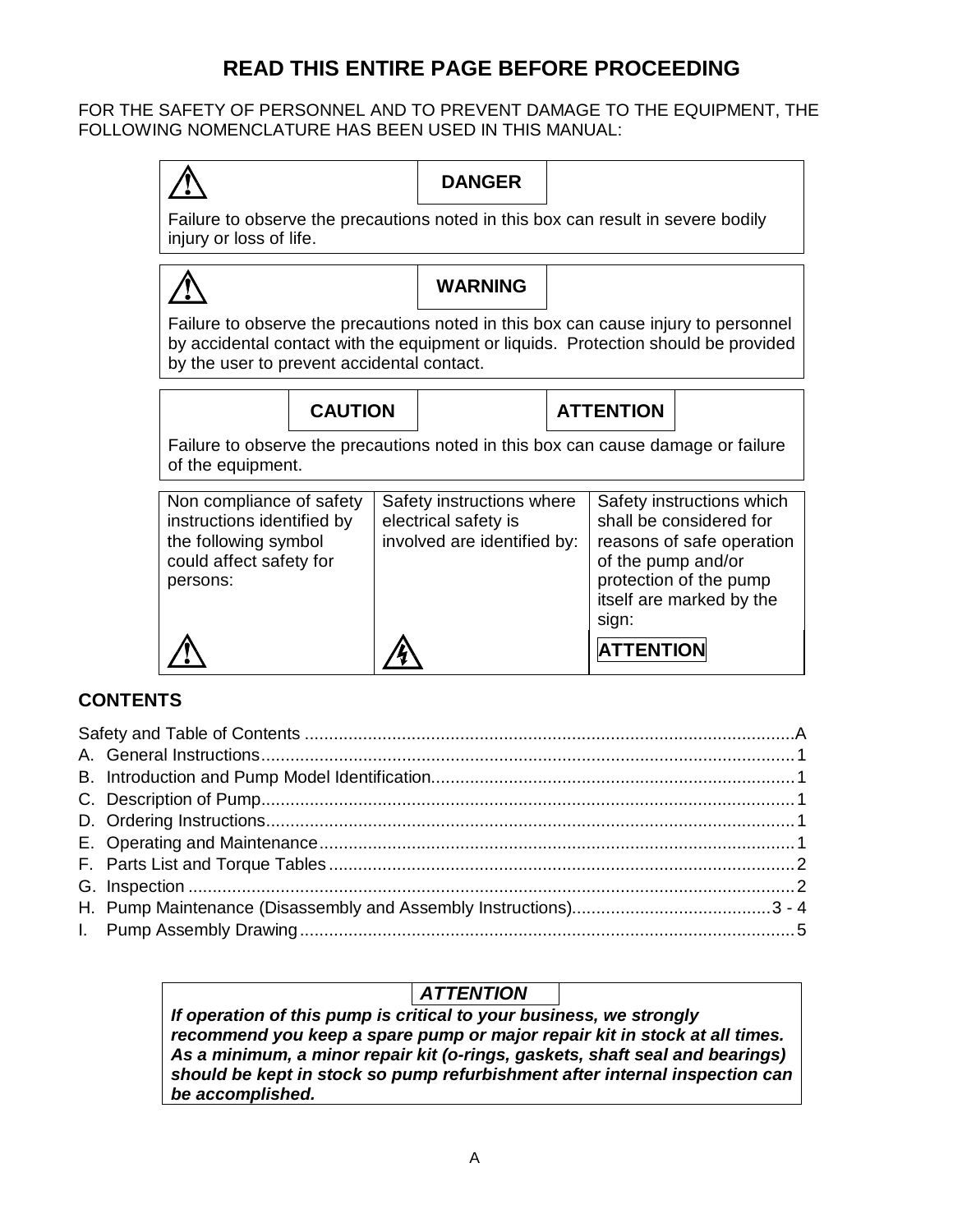# READ THIS ENTIRE PAGE BEFORE PROCEEDING

FOR THE SAFETY OF PERSONNEL AND TO PREVENT DAMAGE TO THE EQUIPMENT, THE FOLLOWING NOMENCLATURE HAS BEEN USED IN THIS MANUAL:

> ⚠ **DANGER**
>
> Failure to observe the precautions noted in this box can result in severe bodily injury or loss of life.

> ⚠ **WARNING**
>
> Failure to observe the precautions noted in this box can cause injury to personnel by accidental contact with the equipment or liquids. Protection should be provided by the user to prevent accidental contact.

> **CAUTION** **ATTENTION**
>
> Failure to observe the precautions noted in this box can cause damage or failure of the equipment.

| Non compliance of safety instructions identified by the following symbol could affect safety for persons: | Safety instructions where electrical safety is involved are identified by: | Safety instructions which shall be considered for reasons of safe operation of the pump and/or protection of the pump itself are marked by the sign: |
|---|---|---|
| ⚠ | ⚡ | **ATTENTION** |

## CONTENTS

- Safety and Table of Contents .................... A
- A. General Instructions .................... 1
- B. Introduction and Pump Model Identification .................... 1
- C. Description of Pump .................... 1
- D. Ordering Instructions .................... 1
- E. Operating and Maintenance .................... 1
- F. Parts List and Torque Tables .................... 2
- G. Inspection .................... 2
- H. Pump Maintenance (Disassembly and Assembly Instructions) .................... 3 - 4
- I. Pump Assembly Drawing .................... 5

> ***ATTENTION***
>
> ***If operation of this pump is critical to your business, we strongly recommend you keep a spare pump or major repair kit in stock at all times. As a minimum, a minor repair kit (o-rings, gaskets, shaft seal and bearings) should be kept in stock so pump refurbishment after internal inspection can be accomplished.***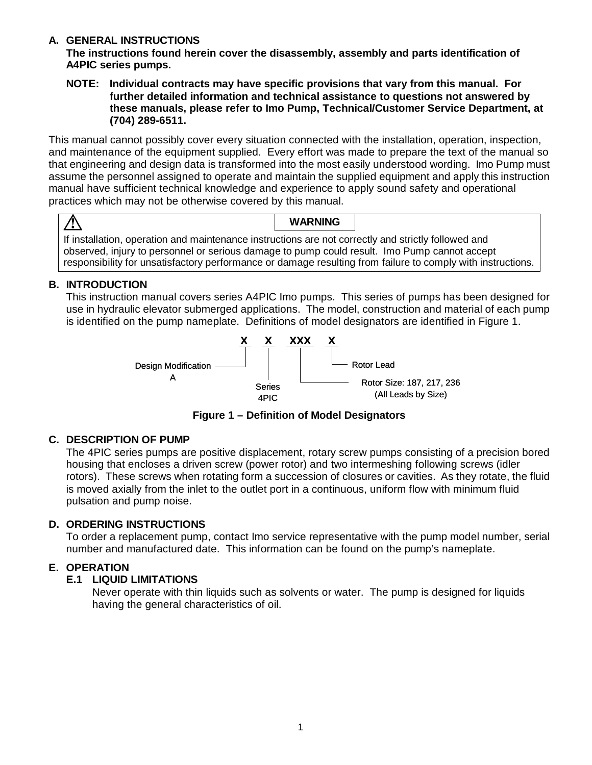## A. GENERAL INSTRUCTIONS

**The instructions found herein cover the disassembly, assembly and parts identification of A4PIC series pumps.**

**NOTE: Individual contracts may have specific provisions that vary from this manual. For further detailed information and technical assistance to questions not answered by these manuals, please refer to Imo Pump, Technical/Customer Service Department, at (704) 289-6511.**

This manual cannot possibly cover every situation connected with the installation, operation, inspection, and maintenance of the equipment supplied. Every effort was made to prepare the text of the manual so that engineering and design data is transformed into the most easily understood wording. Imo Pump must assume the personnel assigned to operate and maintain the supplied equipment and apply this instruction manual have sufficient technical knowledge and experience to apply sound safety and operational practices which may not be otherwise covered by this manual.

> ⚠ **WARNING**
>
> If installation, operation and maintenance instructions are not correctly and strictly followed and observed, injury to personnel or serious damage to pump could result. Imo Pump cannot accept responsibility for unsatisfactory performance or damage resulting from failure to comply with instructions.

## B. INTRODUCTION

This instruction manual covers series A4PIC Imo pumps. This series of pumps has been designed for use in hydraulic elevator submerged applications. The model, construction and material of each pump is identified on the pump nameplate. Definitions of model designators are identified in Figure 1.

**X X XXX X**

- X — Design Modification: A
- X — Series: 4PIC
- XXX — Rotor Size: 187, 217, 236 (All Leads by Size)
- X — Rotor Lead

**Figure 1 – Definition of Model Designators**

## C. DESCRIPTION OF PUMP

The 4PIC series pumps are positive displacement, rotary screw pumps consisting of a precision bored housing that encloses a driven screw (power rotor) and two intermeshing following screws (idler rotors). These screws when rotating form a succession of closures or cavities. As they rotate, the fluid is moved axially from the inlet to the outlet port in a continuous, uniform flow with minimum fluid pulsation and pump noise.

## D. ORDERING INSTRUCTIONS

To order a replacement pump, contact Imo service representative with the pump model number, serial number and manufactured date. This information can be found on the pump's nameplate.

## E. OPERATION

### E.1 LIQUID LIMITATIONS

Never operate with thin liquids such as solvents or water. The pump is designed for liquids having the general characteristics of oil.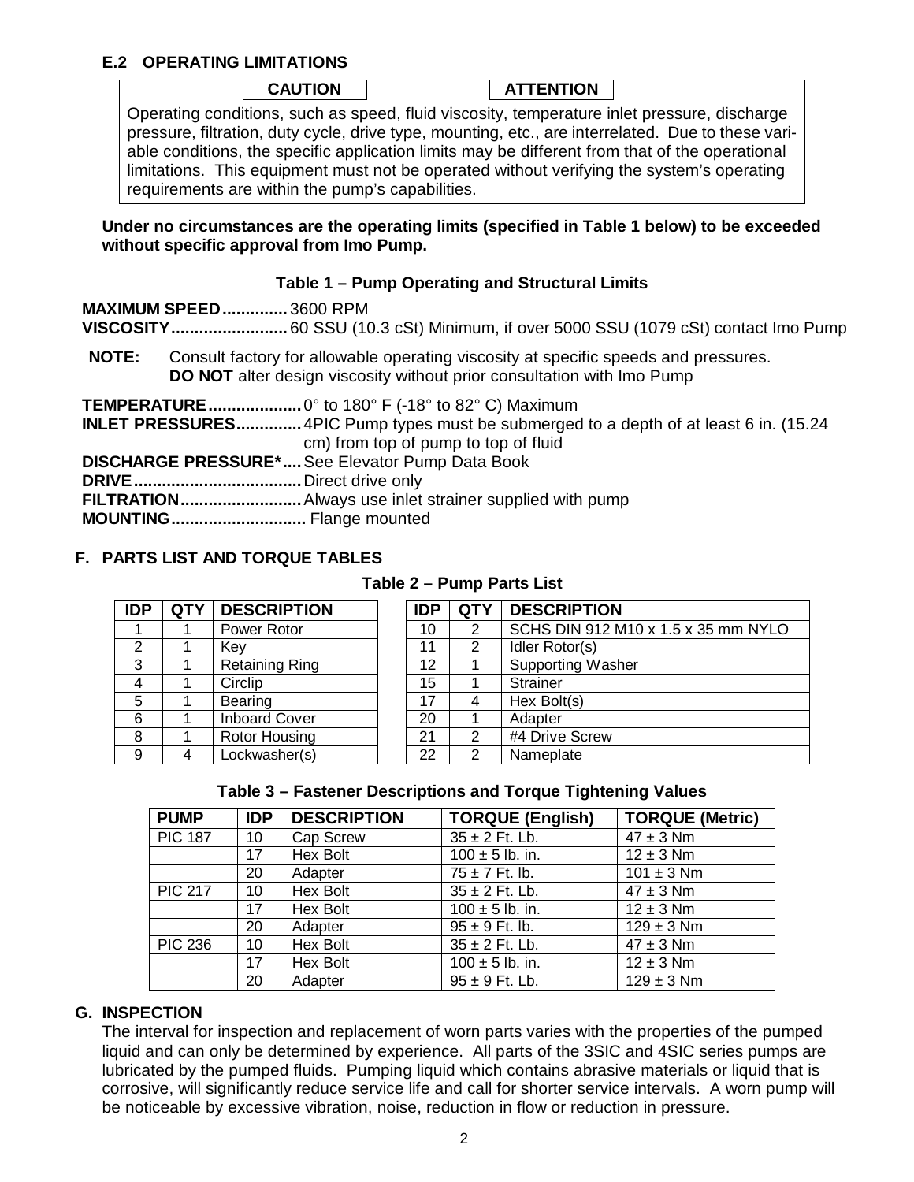### E.2 OPERATING LIMITATIONS

| CAUTION | ATTENTION |
|---|---|

Operating conditions, such as speed, fluid viscosity, temperature inlet pressure, discharge pressure, filtration, duty cycle, drive type, mounting, etc., are interrelated. Due to these variable conditions, the specific application limits may be different from that of the operational limitations. This equipment must not be operated without verifying the system's operating requirements are within the pump's capabilities.

**Under no circumstances are the operating limits (specified in Table 1 below) to be exceeded without specific approval from Imo Pump.**

**Table 1 – Pump Operating and Structural Limits**

**MAXIMUM SPEED..............** 3600 RPM
**VISCOSITY.........................** 60 SSU (10.3 cSt) Minimum, if over 5000 SSU (1079 cSt) contact Imo Pump

**NOTE:** Consult factory for allowable operating viscosity at specific speeds and pressures. **DO NOT** alter design viscosity without prior consultation with Imo Pump

**TEMPERATURE....................** 0° to 180° F (-18° to 82° C) Maximum
**INLET PRESSURES..............** 4PIC Pump types must be submerged to a depth of at least 6 in. (15.24 cm) from top of pump to top of fluid
**DISCHARGE PRESSURE*....** See Elevator Pump Data Book
**DRIVE....................................** Direct drive only
**FILTRATION..........................** Always use inlet strainer supplied with pump
**MOUNTING.............................** Flange mounted

## F. PARTS LIST AND TORQUE TABLES

**Table 2 – Pump Parts List**

| IDP | QTY | DESCRIPTION |
|---|---|---|
| 1 | 1 | Power Rotor |
| 2 | 1 | Key |
| 3 | 1 | Retaining Ring |
| 4 | 1 | Circlip |
| 5 | 1 | Bearing |
| 6 | 1 | Inboard Cover |
| 8 | 1 | Rotor Housing |
| 9 | 4 | Lockwasher(s) |
| 10 | 2 | SCHS DIN 912 M10 x 1.5 x 35 mm NYLO |
| 11 | 2 | Idler Rotor(s) |
| 12 | 1 | Supporting Washer |
| 15 | 1 | Strainer |
| 17 | 4 | Hex Bolt(s) |
| 20 | 1 | Adapter |
| 21 | 2 | #4 Drive Screw |
| 22 | 2 | Nameplate |

**Table 3 – Fastener Descriptions and Torque Tightening Values**

| PUMP | IDP | DESCRIPTION | TORQUE (English) | TORQUE (Metric) |
|---|---|---|---|---|
| PIC 187 | 10 | Cap Screw | 35 ± 2 Ft. Lb. | 47 ± 3 Nm |
| | 17 | Hex Bolt | 100 ± 5 lb. in. | 12 ± 3 Nm |
| | 20 | Adapter | 75 ± 7 Ft. lb. | 101 ± 3 Nm |
| PIC 217 | 10 | Hex Bolt | 35 ± 2 Ft. Lb. | 47 ± 3 Nm |
| | 17 | Hex Bolt | 100 ± 5 lb. in. | 12 ± 3 Nm |
| | 20 | Adapter | 95 ± 9 Ft. lb. | 129 ± 3 Nm |
| PIC 236 | 10 | Hex Bolt | 35 ± 2 Ft. Lb. | 47 ± 3 Nm |
| | 17 | Hex Bolt | 100 ± 5 lb. in. | 12 ± 3 Nm |
| | 20 | Adapter | 95 ± 9 Ft. Lb. | 129 ± 3 Nm |

## G. INSPECTION

The interval for inspection and replacement of worn parts varies with the properties of the pumped liquid and can only be determined by experience. All parts of the 3SIC and 4SIC series pumps are lubricated by the pumped fluids. Pumping liquid which contains abrasive materials or liquid that is corrosive, will significantly reduce service life and call for shorter service intervals. A worn pump will be noticeable by excessive vibration, noise, reduction in flow or reduction in pressure.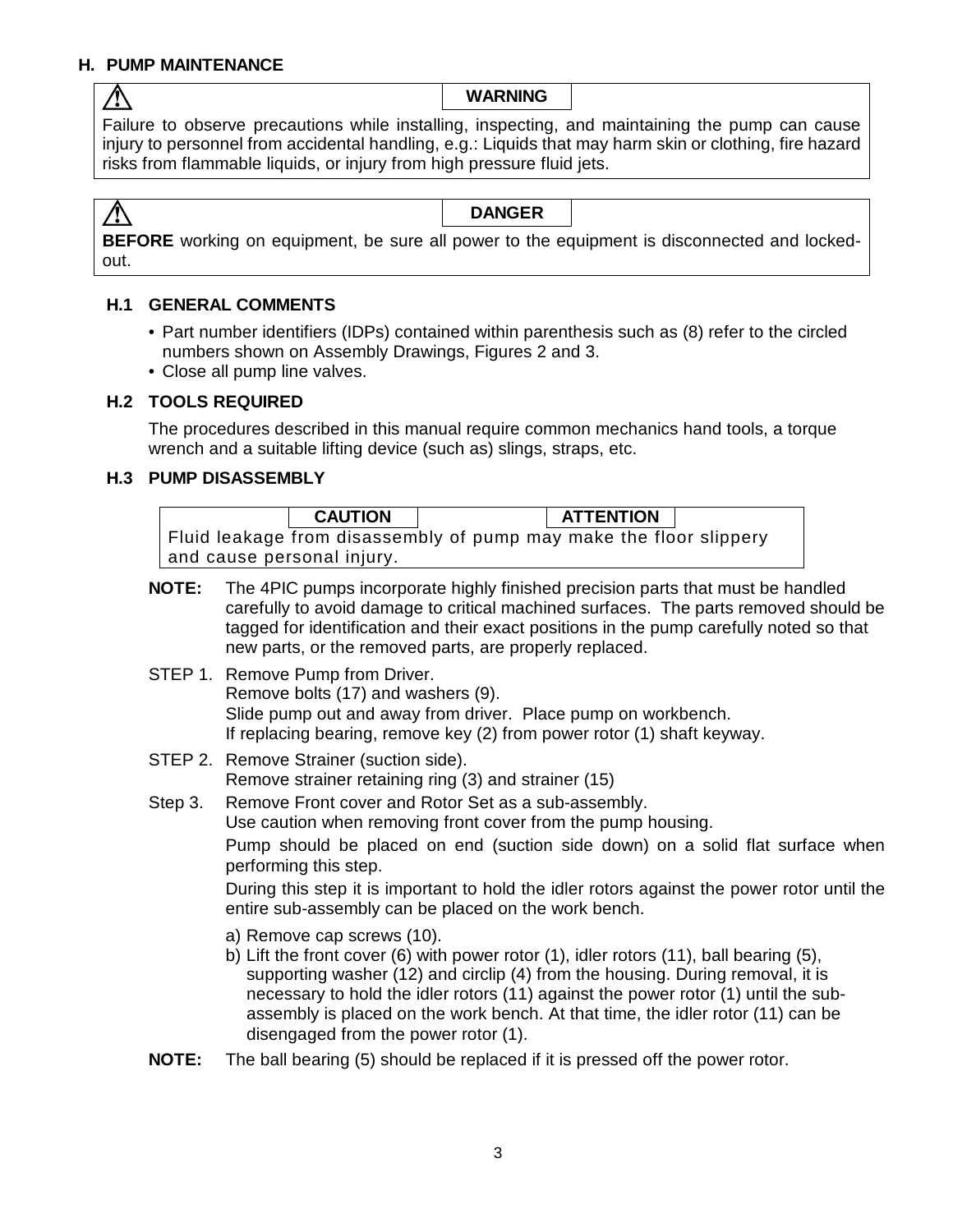## H. PUMP MAINTENANCE

> ⚠ **WARNING**
>
> Failure to observe precautions while installing, inspecting, and maintaining the pump can cause injury to personnel from accidental handling, e.g.: Liquids that may harm skin or clothing, fire hazard risks from flammable liquids, or injury from high pressure fluid jets.

> ⚠ **DANGER**
>
> **BEFORE** working on equipment, be sure all power to the equipment is disconnected and locked-out.

### H.1 GENERAL COMMENTS

- Part number identifiers (IDPs) contained within parenthesis such as (8) refer to the circled numbers shown on Assembly Drawings, Figures 2 and 3.
- Close all pump line valves.

### H.2 TOOLS REQUIRED

The procedures described in this manual require common mechanics hand tools, a torque wrench and a suitable lifting device (such as) slings, straps, etc.

### H.3 PUMP DISASSEMBLY

> **CAUTION** **ATTENTION**
>
> Fluid leakage from disassembly of pump may make the floor slippery and cause personal injury.

**NOTE:** The 4PIC pumps incorporate highly finished precision parts that must be handled carefully to avoid damage to critical machined surfaces. The parts removed should be tagged for identification and their exact positions in the pump carefully noted so that new parts, or the removed parts, are properly replaced.

STEP 1. Remove Pump from Driver.
Remove bolts (17) and washers (9).
Slide pump out and away from driver. Place pump on workbench.
If replacing bearing, remove key (2) from power rotor (1) shaft keyway.

STEP 2. Remove Strainer (suction side).
Remove strainer retaining ring (3) and strainer (15)

Step 3. Remove Front cover and Rotor Set as a sub-assembly.
Use caution when removing front cover from the pump housing.

Pump should be placed on end (suction side down) on a solid flat surface when performing this step.

During this step it is important to hold the idler rotors against the power rotor until the entire sub-assembly can be placed on the work bench.

a) Remove cap screws (10).
b) Lift the front cover (6) with power rotor (1), idler rotors (11), ball bearing (5), supporting washer (12) and circlip (4) from the housing. During removal, it is necessary to hold the idler rotors (11) against the power rotor (1) until the sub-assembly is placed on the work bench. At that time, the idler rotor (11) can be disengaged from the power rotor (1).

**NOTE:** The ball bearing (5) should be replaced if it is pressed off the power rotor.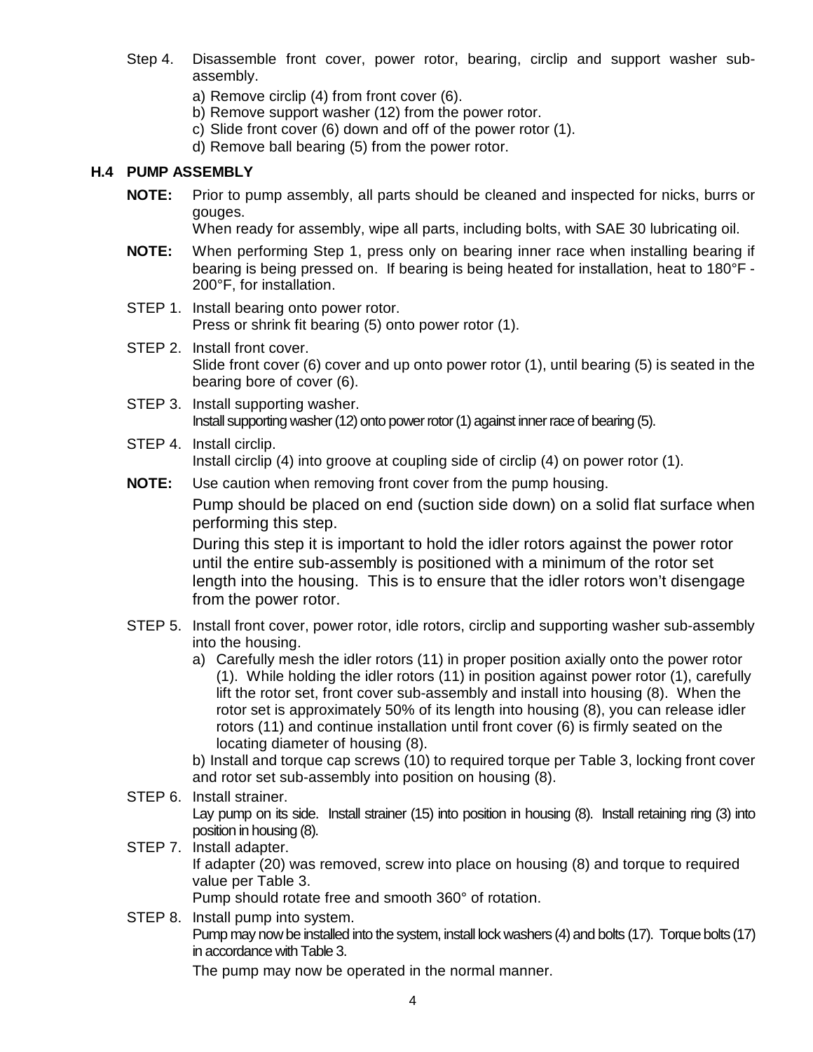Step 4. Disassemble front cover, power rotor, bearing, circlip and support washer sub-assembly.

a) Remove circlip (4) from front cover (6).
b) Remove support washer (12) from the power rotor.
c) Slide front cover (6) down and off of the power rotor (1).
d) Remove ball bearing (5) from the power rotor.

### H.4 PUMP ASSEMBLY

**NOTE:** Prior to pump assembly, all parts should be cleaned and inspected for nicks, burrs or gouges.
When ready for assembly, wipe all parts, including bolts, with SAE 30 lubricating oil.

**NOTE:** When performing Step 1, press only on bearing inner race when installing bearing if bearing is being pressed on. If bearing is being heated for installation, heat to 180°F - 200°F, for installation.

STEP 1. Install bearing onto power rotor.
Press or shrink fit bearing (5) onto power rotor (1).

STEP 2. Install front cover.
Slide front cover (6) cover and up onto power rotor (1), until bearing (5) is seated in the bearing bore of cover (6).

STEP 3. Install supporting washer.
Install supporting washer (12) onto power rotor (1) against inner race of bearing (5).

STEP 4. Install circlip.
Install circlip (4) into groove at coupling side of circlip (4) on power rotor (1).

**NOTE:** Use caution when removing front cover from the pump housing.

Pump should be placed on end (suction side down) on a solid flat surface when performing this step.

During this step it is important to hold the idler rotors against the power rotor until the entire sub-assembly is positioned with a minimum of the rotor set length into the housing. This is to ensure that the idler rotors won't disengage from the power rotor.

STEP 5. Install front cover, power rotor, idle rotors, circlip and supporting washer sub-assembly into the housing.

a) Carefully mesh the idler rotors (11) in proper position axially onto the power rotor (1). While holding the idler rotors (11) in position against power rotor (1), carefully lift the rotor set, front cover sub-assembly and install into housing (8). When the rotor set is approximately 50% of its length into housing (8), you can release idler rotors (11) and continue installation until front cover (6) is firmly seated on the locating diameter of housing (8).

b) Install and torque cap screws (10) to required torque per Table 3, locking front cover and rotor set sub-assembly into position on housing (8).

STEP 6. Install strainer.
Lay pump on its side. Install strainer (15) into position in housing (8). Install retaining ring (3) into position in housing (8).

STEP 7. Install adapter.
If adapter (20) was removed, screw into place on housing (8) and torque to required value per Table 3.
Pump should rotate free and smooth 360° of rotation.

STEP 8. Install pump into system.
Pump may now be installed into the system, install lock washers (4) and bolts (17). Torque bolts (17) in accordance with Table 3.

The pump may now be operated in the normal manner.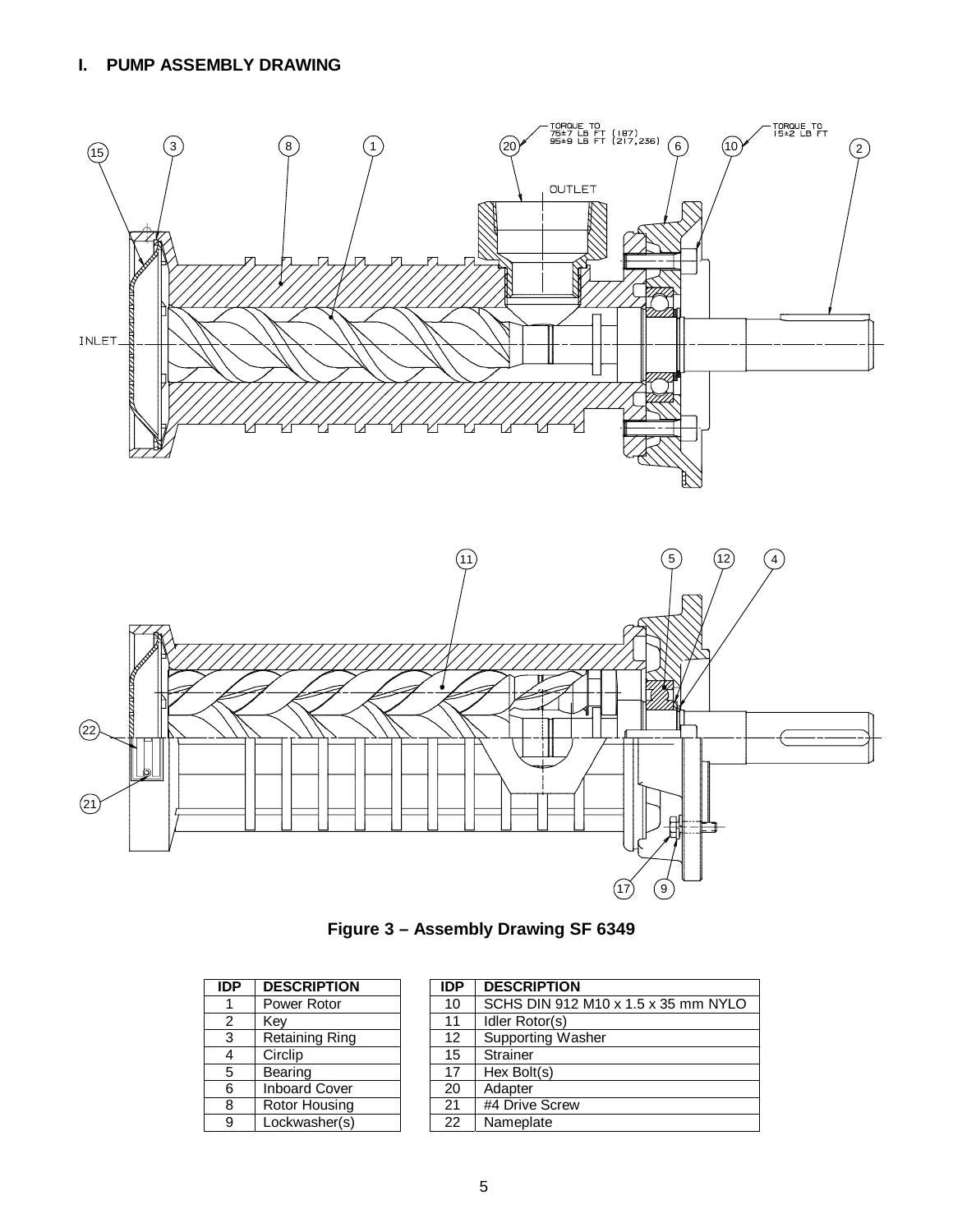## I. PUMP ASSEMBLY DRAWING

**Figure 3 – Assembly Drawing SF 6349**

| IDP | DESCRIPTION |
|---|---|
| 1 | Power Rotor |
| 2 | Key |
| 3 | Retaining Ring |
| 4 | Circlip |
| 5 | Bearing |
| 6 | Inboard Cover |
| 8 | Rotor Housing |
| 9 | Lockwasher(s) |

| IDP | DESCRIPTION |
|---|---|
| 10 | SCHS DIN 912 M10 x 1.5 x 35 mm NYLO |
| 11 | Idler Rotor(s) |
| 12 | Supporting Washer |
| 15 | Strainer |
| 17 | Hex Bolt(s) |
| 20 | Adapter |
| 21 | #4 Drive Screw |
| 22 | Nameplate |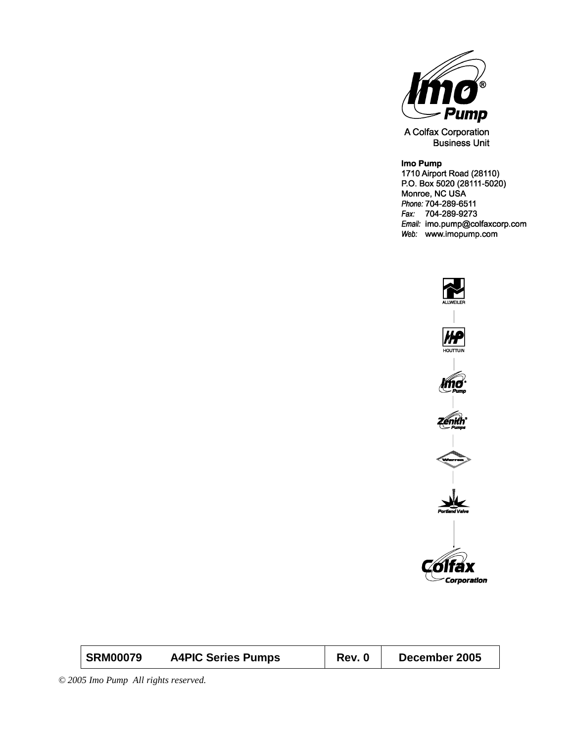Imo® Pump

A Colfax Corporation
Business Unit

**Imo Pump**
1710 Airport Road (28110)
P.O. Box 5020 (28111-5020)
Monroe, NC USA
*Phone:* 704-289-6511
*Fax:* 704-289-9273
*Email:* imo.pump@colfaxcorp.com
*Web:* www.imopump.com

ALLWEILER

HOUTTUIN

Imo® Pump

Zenith® Pumps

Warren

Portland Valve

Colfax Corporation

| | | | |
|---|---|---|---|
| **SRM00079** | **A4PIC Series Pumps** | **Rev. 0** | **December 2005** |

*© 2005 Imo Pump All rights reserved.*